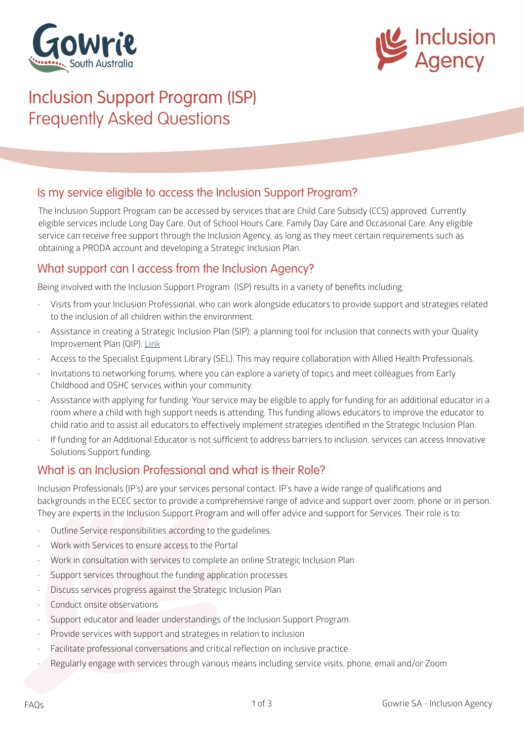# Inclusion Support Program (ISP) Frequently Asked Questions

## Is my service eligible to access the Inclusion Support Program?

The Inclusion Support Program can be accessed by services that are Child Care Subsidy (CCS) approved. Currently eligible services include Long Day Care, Out of School Hours Care, Family Day Care and Occasional Care. Any eligible service can receive free support through the Inclusion Agency, as long as they meet certain requirements such as obtaining a PRODA account and developing a Strategic Inclusion Plan.

## What support can I access from the Inclusion Agency?

Being involved with the Inclusion Support Program (ISP) results in a variety of benefits including;

- Visits from your Inclusion Professional, who can work alongside educators to provide support and strategies related to the inclusion of all children within the environment.
- Assistance in creating a Strategic Inclusion Plan (SIP); a planning tool for inclusion that connects with your Quality Improvement Plan (QIP). Link
- Access to the Specialist Equipment Library (SEL). This may require collaboration with Allied Health Professionals.
- Invitations to networking forums, where you can explore a variety of topics and meet colleagues from Early Childhood and OSHC services within your community.
- Assistance with applying for funding. Your service may be eligible to apply for funding for an additional educator in a room where a child with high support needs is attending. This funding allows educators to improve the educator to child ratio and to assist all educators to effectively implement strategies identified in the Strategic Inclusion Plan.
- If funding for an Additional Educator is not sufficient to address barriers to inclusion, services can access Innovative Solutions Support funding.

## What is an Inclusion Professional and what is their Role?

Inclusion Professionals (IP's) are your services personal contact. IP's have a wide range of qualifications and backgrounds in the ECEC sector to provide a comprehensive range of advice and support over zoom, phone or in person. They are experts in the Inclusion Support Program and will offer advice and support for Services. Their role is to:

- Outline Service responsibilities according to the guidelines.
- Work with Services to ensure access to the Portal
- Work in consultation with services to complete an online Strategic Inclusion Plan
- Support services throughout the funding application processes
- Discuss services progress against the Strategic Inclusion Plan
- Conduct onsite observations
- Support educator and leader understandings of the Inclusion Support Program.
- Provide services with support and strategies in relation to inclusion
- Facilitate professional conversations and critical reflection on inclusive practice
- Regularly engage with services through various means including service visits, phone, email and/or Zoom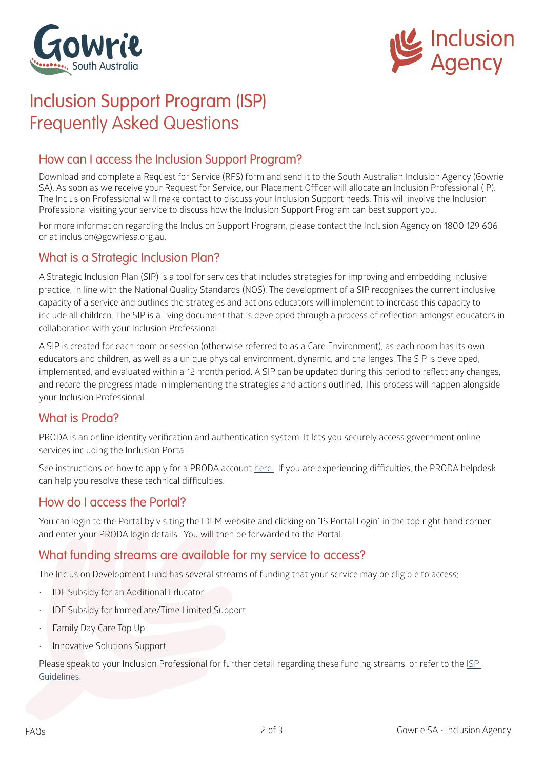# Inclusion Support Program (ISP) Frequently Asked Questions

## How can I access the Inclusion Support Program?

Download and complete a Request for Service (RFS) form and send it to the South Australian Inclusion Agency (Gowrie SA). As soon as we receive your Request for Service, our Placement Officer will allocate an Inclusion Professional (IP). The Inclusion Professional will make contact to discuss your Inclusion Support needs. This will involve the Inclusion Professional visiting your service to discuss how the Inclusion Support Program can best support you.

For more information regarding the Inclusion Support Program, please contact the Inclusion Agency on 1800 129 606 or at inclusion@gowriesa.org.au.

## What is a Strategic Inclusion Plan?

A Strategic Inclusion Plan (SIP) is a tool for services that includes strategies for improving and embedding inclusive practice, in line with the National Quality Standards (NQS). The development of a SIP recognises the current inclusive capacity of a service and outlines the strategies and actions educators will implement to increase this capacity to include all children. The SIP is a living document that is developed through a process of reflection amongst educators in collaboration with your Inclusion Professional.

A SIP is created for each room or session (otherwise referred to as a Care Environment), as each room has its own educators and children, as well as a unique physical environment, dynamic, and challenges. The SIP is developed, implemented, and evaluated within a 12 month period. A SIP can be updated during this period to reflect any changes, and record the progress made in implementing the strategies and actions outlined. This process will happen alongside your Inclusion Professional.

## What is Proda?

PRODA is an online identity verification and authentication system. It lets you securely access government online services including the Inclusion Portal.

See instructions on how to apply for a PRODA account here. If you are experiencing difficulties, the PRODA helpdesk can help you resolve these technical difficulties.

## How do I access the Portal?

You can login to the Portal by visiting the IDFM website and clicking on "IS Portal Login" in the top right hand corner and enter your PRODA login details. You will then be forwarded to the Portal.

## What funding streams are available for my service to access?

The Inclusion Development Fund has several streams of funding that your service may be eligible to access;

- IDF Subsidy for an Additional Educator
- IDF Subsidy for Immediate/Time Limited Support
- Family Day Care Top Up
- Innovative Solutions Support

Please speak to your Inclusion Professional for further detail regarding these funding streams, or refer to the ISP Guidelines.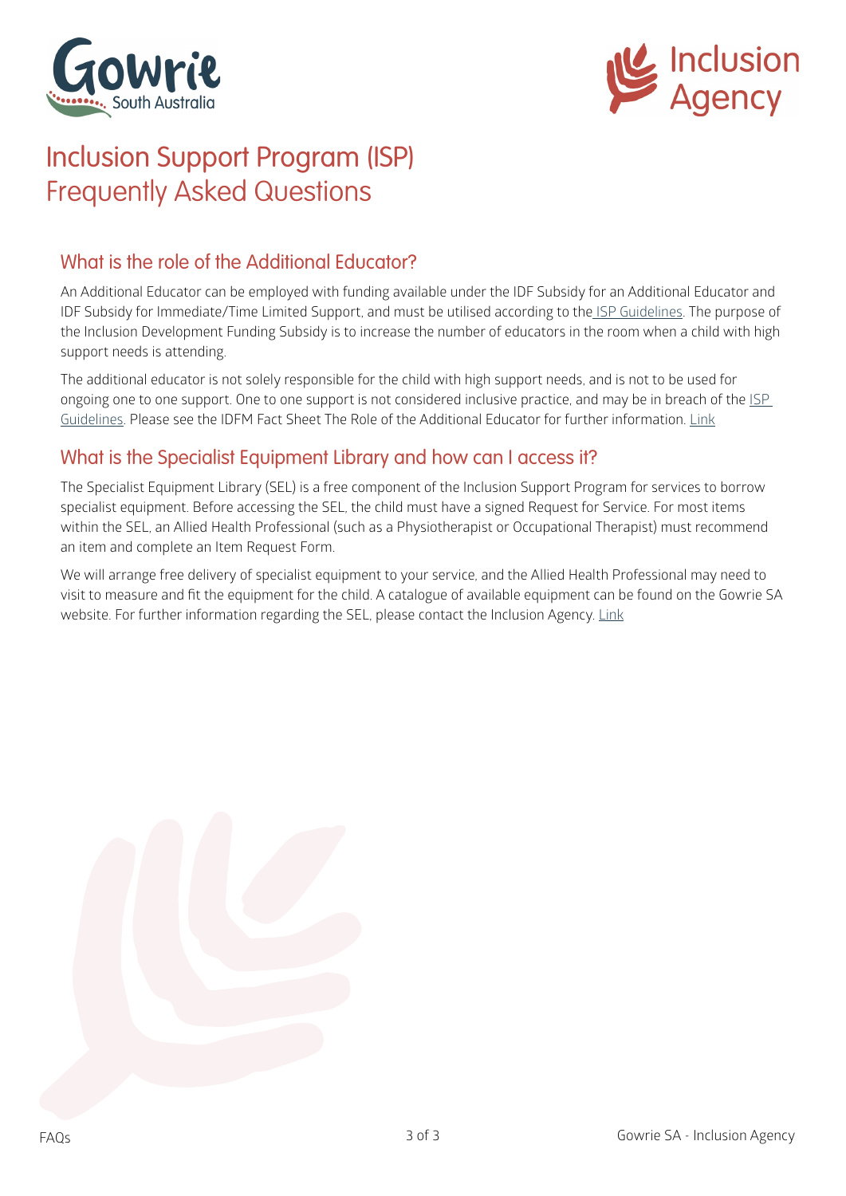# Inclusion Support Program (ISP) Frequently Asked Questions

## What is the role of the Additional Educator?

An Additional Educator can be employed with funding available under the IDF Subsidy for an Additional Educator and IDF Subsidy for Immediate/Time Limited Support, and must be utilised according to the ISP Guidelines. The purpose of the Inclusion Development Funding Subsidy is to increase the number of educators in the room when a child with high support needs is attending.

The additional educator is not solely responsible for the child with high support needs, and is not to be used for ongoing one to one support. One to one support is not considered inclusive practice, and may be in breach of the ISP Guidelines. Please see the IDFM Fact Sheet The Role of the Additional Educator for further information. Link

## What is the Specialist Equipment Library and how can I access it?

The Specialist Equipment Library (SEL) is a free component of the Inclusion Support Program for services to borrow specialist equipment. Before accessing the SEL, the child must have a signed Request for Service. For most items within the SEL, an Allied Health Professional (such as a Physiotherapist or Occupational Therapist) must recommend an item and complete an Item Request Form.

We will arrange free delivery of specialist equipment to your service, and the Allied Health Professional may need to visit to measure and fit the equipment for the child. A catalogue of available equipment can be found on the Gowrie SA website. For further information regarding the SEL, please contact the Inclusion Agency. Link